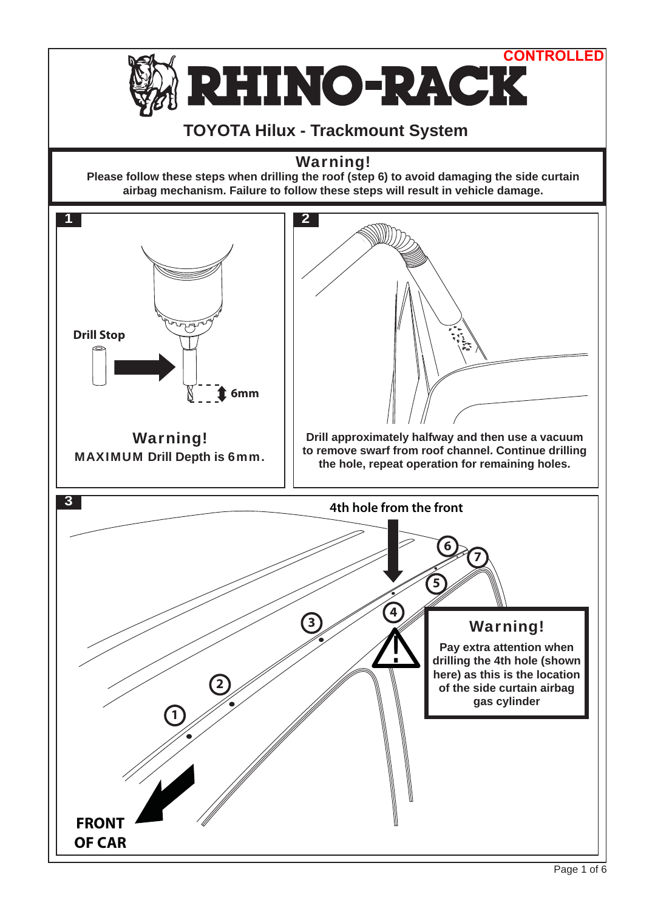CONTROLLED

# RHINO-RACK

## TOYOTA Hilux - Trackmount System

### Warning!

**Please follow these steps when drilling the roof (step 6) to avoid damaging the side curtain airbag mechanism. Failure to follow these steps will result in vehicle damage.**

**1**

Drill Stop

6mm

### Warning!

**MAXIMUM Drill Depth is 6mm.**

**2**

**Drill approximately halfway and then use a vacuum to remove swarf from roof channel. Continue drilling the hole, repeat operation for remaining holes.**

**3**

4th hole from the front

1 2 3 4 5 6 7

**FRONT OF CAR**

### Warning!

**Pay extra attention when drilling the 4th hole (shown here) as this is the location of the side curtain airbag gas cylinder**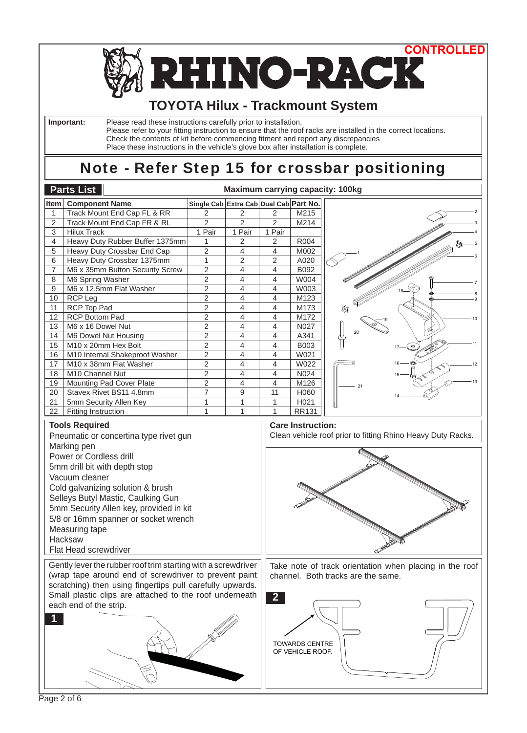CONTROLLED

# RHINO-RACK

## TOYOTA Hilux - Trackmount System

**Important:** Please read these instructions carefully prior to installation.
Please refer to your fitting instruction to ensure that the roof racks are installed in the correct locations.
Check the contents of kit before commencing fitment and report any discrepancies
Place these instructions in the vehicle's glove box after installation is complete.

# Note - Refer Step 15 for crossbar positioning

## Parts List

**Maximum carrying capacity: 100kg**

| Item | Component Name | Single Cab | Extra Cab | Dual Cab | Part No. |
|---|---|---|---|---|---|
| 1 | Track Mount End Cap FL & RR | 2 | 2 | 2 | M215 |
| 2 | Track Mount End Cap FR & RL | 2 | 2 | 2 | M214 |
| 3 | Hilux Track | 1 Pair | 1 Pair | 1 Pair | |
| 4 | Heavy Duty Rubber Buffer 1375mm | 1 | 2 | 2 | R004 |
| 5 | Heavy Duty Crossbar End Cap | 2 | 4 | 4 | M002 |
| 6 | Heavy Duty Crossbar 1375mm | 1 | 2 | 2 | A020 |
| 7 | M6 x 35mm Button Security Screw | 2 | 4 | 4 | B092 |
| 8 | M6 Spring Washer | 2 | 4 | 4 | W004 |
| 9 | M6 x 12.5mm Flat Washer | 2 | 4 | 4 | W003 |
| 10 | RCP Leg | 2 | 4 | 4 | M123 |
| 11 | RCP Top Pad | 2 | 4 | 4 | M173 |
| 12 | RCP Bottom Pad | 2 | 4 | 4 | M172 |
| 13 | M6 x 16 Dowel Nut | 2 | 4 | 4 | N027 |
| 14 | M6 Dowel Nut Housing | 2 | 4 | 4 | A341 |
| 15 | M10 x 20mm Hex Bolt | 2 | 4 | 4 | B003 |
| 16 | M10 Internal Shakeproof Washer | 2 | 4 | 4 | W021 |
| 17 | M10 x 38mm Flat Washer | 2 | 4 | 4 | W022 |
| 18 | M10 Channel Nut | 2 | 4 | 4 | N024 |
| 19 | Mounting Pad Cover Plate | 2 | 4 | 4 | M126 |
| 20 | Stavex Rivet BS11 4.8mm | 7 | 9 | 11 | H060 |
| 21 | 5mm Security Allen Key | 1 | 1 | 1 | H021 |
| 22 | Fitting Instruction | 1 | 1 | 1 | RR131 |

### Tools Required

Pneumatic or concertina type rivet gun
Marking pen
Power or Cordless drill
5mm drill bit with depth stop
Vacuum cleaner
Cold galvanizing solution & brush
Selleys Butyl Mastic, Caulking Gun
5mm Security Allen key, provided in kit
5/8 or 16mm spanner or socket wrench
Measuring tape
Hacksaw
Flat Head screwdriver

### Care Instruction:

Clean vehicle roof prior to fitting Rhino Heavy Duty Racks.

**1**

Gently lever the rubber roof trim starting with a screwdriver (wrap tape around end of screwdriver to prevent paint scratching) then using fingertips pull carefully upwards. Small plastic clips are attached to the roof underneath each end of the strip.

**2**

Take note of track orientation when placing in the roof channel. Both tracks are the same.

TOWARDS CENTRE OF VEHICLE ROOF.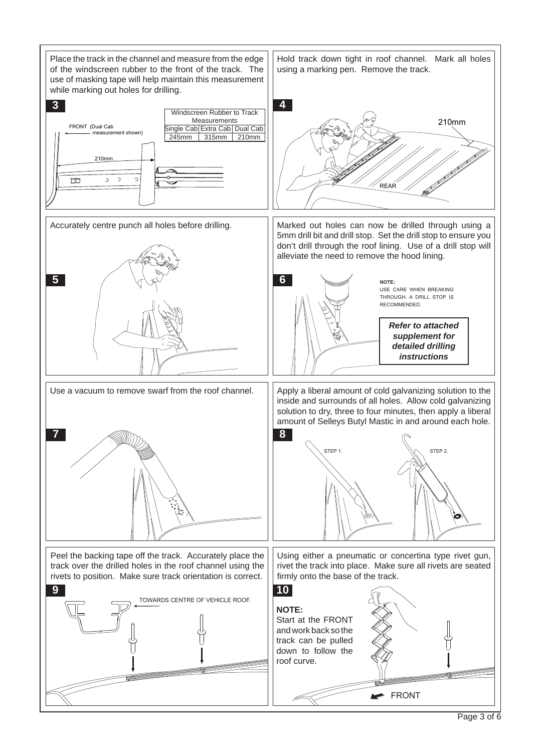Place the track in the channel and measure from the edge of the windscreen rubber to the front of the track. The use of masking tape will help maintain this measurement while marking out holes for drilling.

**3**

FRONT (Dual Cab measurement shown)

210mm

| Windscreen Rubber to Track Measurements | | |
|---|---|---|
| Single Cab | Extra Cab | Dual Cab |
| 245mm | 315mm | 210mm |

Hold track down tight in roof channel. Mark all holes using a marking pen. Remove the track.

**4**

210mm

REAR

Accurately centre punch all holes before drilling.

**5**

Marked out holes can now be drilled through using a 5mm drill bit and drill stop. Set the drill stop to ensure you don't drill through the roof lining. Use of a drill stop will alleviate the need to remove the hood lining.

**6**

**NOTE:**
USE CARE WHEN BREAKING THROUGH. A DRILL STOP IS RECOMMENDED.

***Refer to attached supplement for detailed drilling instructions***

Use a vacuum to remove swarf from the roof channel.

**7**

Apply a liberal amount of cold galvanizing solution to the inside and surrounds of all holes. Allow cold galvanizing solution to dry, three to four minutes, then apply a liberal amount of Selleys Butyl Mastic in and around each hole.

**8**

STEP 1.

STEP 2.

Peel the backing tape off the track. Accurately place the track over the drilled holes in the roof channel using the rivets to position. Make sure track orientation is correct.

**9**

TOWARDS CENTRE OF VEHICLE ROOF.

Using either a pneumatic or concertina type rivet gun, rivet the track into place. Make sure all rivets are seated firmly onto the base of the track.

**10**

**NOTE:**
Start at the FRONT and work back so the track can be pulled down to follow the roof curve.

FRONT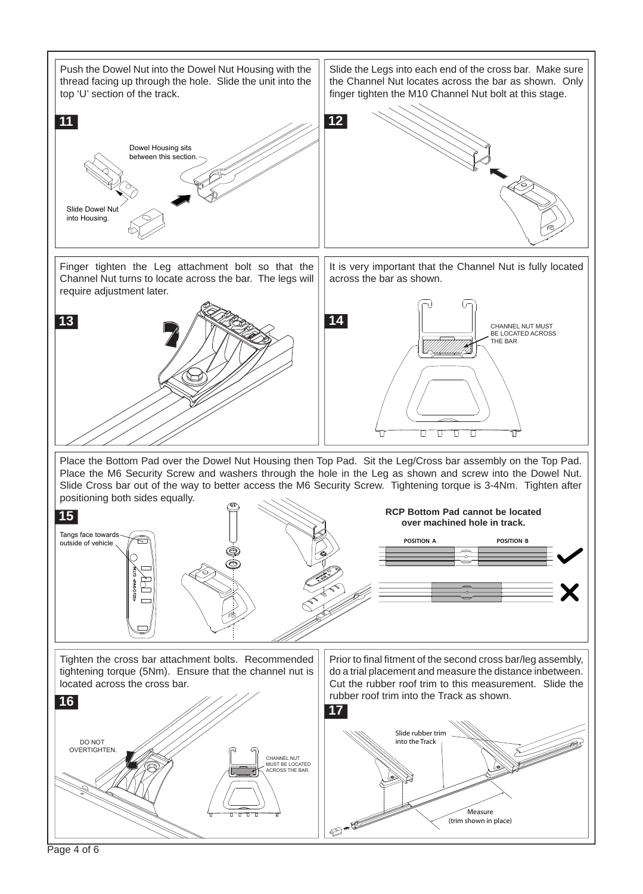**11**

Push the Dowel Nut into the Dowel Nut Housing with the thread facing up through the hole. Slide the unit into the top 'U' section of the track.

Dowel Housing sits between this section.

Slide Dowel Nut into Housing.

**12**

Slide the Legs into each end of the cross bar. Make sure the Channel Nut locates across the bar as shown. Only finger tighten the M10 Channel Nut bolt at this stage.

**13**

Finger tighten the Leg attachment bolt so that the Channel Nut turns to locate across the bar. The legs will require adjustment later.

**14**

It is very important that the Channel Nut is fully located across the bar as shown.

CHANNEL NUT MUST BE LOCATED ACROSS THE BAR

**15**

Place the Bottom Pad over the Dowel Nut Housing then Top Pad. Sit the Leg/Cross bar assembly on the Top Pad. Place the M6 Security Screw and washers through the hole in the Leg as shown and screw into the Dowel Nut. Slide Cross bar out of the way to better access the M6 Security Screw. Tightening torque is 3-4Nm. Tighten after positioning both sides equally.

Tangs face towards outside of vehicle

**RCP Bottom Pad cannot be located over machined hole in track.**

POSITION A

POSITION B

**16**

Tighten the cross bar attachment bolts. Recommended tightening torque (5Nm). Ensure that the channel nut is located across the cross bar.

DO NOT OVERTIGHTEN.

CHANNEL NUT MUST BE LOCATED ACROSS THE BAR.

**17**

Prior to final fitment of the second cross bar/leg assembly, do a trial placement and measure the distance inbetween. Cut the rubber roof trim to this measurement. Slide the rubber roof trim into the Track as shown.

Slide rubber trim into the Track

Measure (trim shown in place)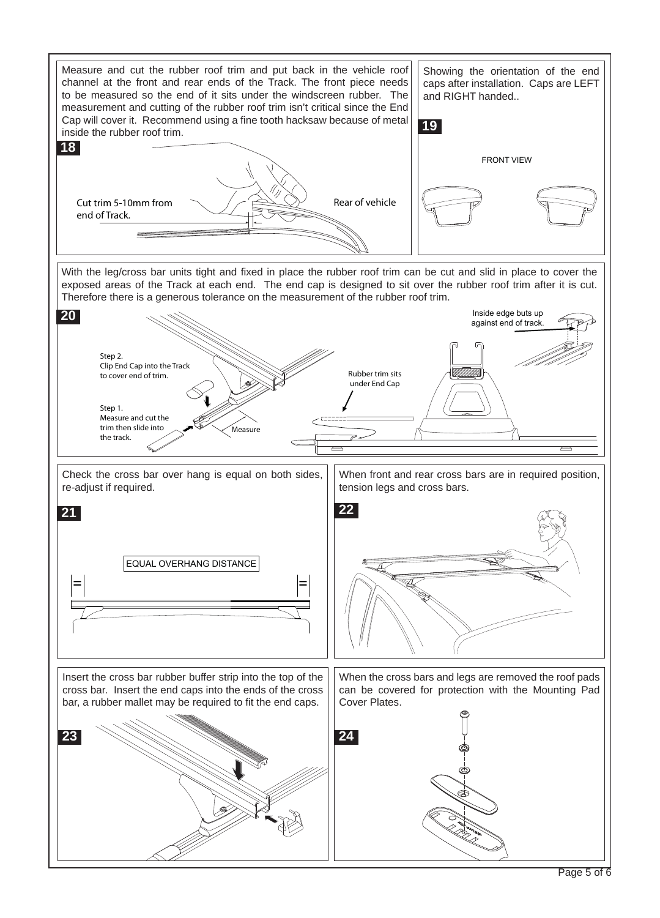Measure and cut the rubber roof trim and put back in the vehicle roof channel at the front and rear ends of the Track. The front piece needs to be measured so the end of it sits under the windscreen rubber. The measurement and cutting of the rubber roof trim isn't critical since the End Cap will cover it. Recommend using a fine tooth hacksaw because of metal inside the rubber roof trim.

**18**

Cut trim 5-10mm from end of Track.

Rear of vehicle

Showing the orientation of the end caps after installation. Caps are LEFT and RIGHT handed..

**19**

FRONT VIEW

With the leg/cross bar units tight and fixed in place the rubber roof trim can be cut and slid in place to cover the exposed areas of the Track at each end. The end cap is designed to sit over the rubber roof trim after it is cut. Therefore there is a generous tolerance on the measurement of the rubber roof trim.

**20**

Step 2.
Clip End Cap into the Track to cover end of trim.

Step 1.
Measure and cut the trim then slide into the track.

Measure

Rubber trim sits under End Cap

Inside edge buts up against end of track.

Check the cross bar over hang is equal on both sides, re-adjust if required.

**21**

EQUAL OVERHANG DISTANCE

When front and rear cross bars are in required position, tension legs and cross bars.

**22**

Insert the cross bar rubber buffer strip into the top of the cross bar. Insert the end caps into the ends of the cross bar, a rubber mallet may be required to fit the end caps.

**23**

When the cross bars and legs are removed the roof pads can be covered for protection with the Mounting Pad Cover Plates.

**24**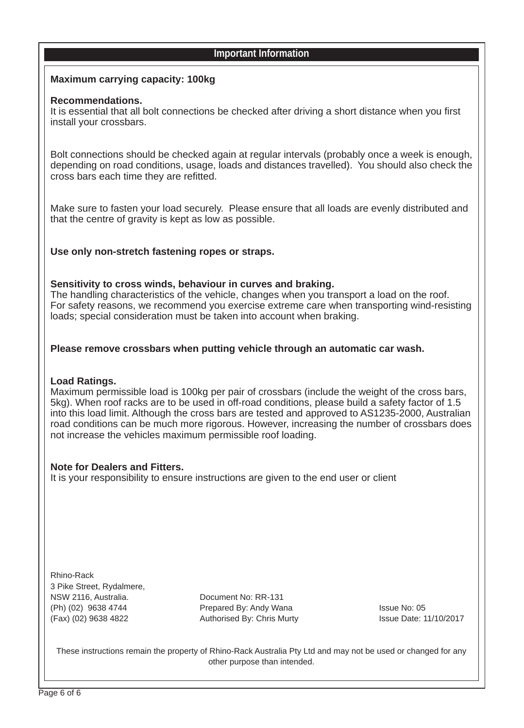## Important Information

**Maximum carrying capacity: 100kg**

**Recommendations.**
It is essential that all bolt connections be checked after driving a short distance when you first install your crossbars.

Bolt connections should be checked again at regular intervals (probably once a week is enough, depending on road conditions, usage, loads and distances travelled). You should also check the cross bars each time they are refitted.

Make sure to fasten your load securely. Please ensure that all loads are evenly distributed and that the centre of gravity is kept as low as possible.

**Use only non-stretch fastening ropes or straps.**

**Sensitivity to cross winds, behaviour in curves and braking.**
The handling characteristics of the vehicle, changes when you transport a load on the roof. For safety reasons, we recommend you exercise extreme care when transporting wind-resisting loads; special consideration must be taken into account when braking.

**Please remove crossbars when putting vehicle through an automatic car wash.**

**Load Ratings.**
Maximum permissible load is 100kg per pair of crossbars (include the weight of the cross bars, 5kg). When roof racks are to be used in off-road conditions, please build a safety factor of 1.5 into this load limit. Although the cross bars are tested and approved to AS1235-2000, Australian road conditions can be much more rigorous. However, increasing the number of crossbars does not increase the vehicles maximum permissible roof loading.

**Note for Dealers and Fitters.**
It is your responsibility to ensure instructions are given to the end user or client

Rhino-Rack
3 Pike Street, Rydalmere,
NSW 2116, Australia.
(Ph) (02) 9638 4744
(Fax) (02) 9638 4822

Document No: RR-131
Prepared By: Andy Wana
Authorised By: Chris Murty

Issue No: 05
Issue Date: 11/10/2017

These instructions remain the property of Rhino-Rack Australia Pty Ltd and may not be used or changed for any other purpose than intended.